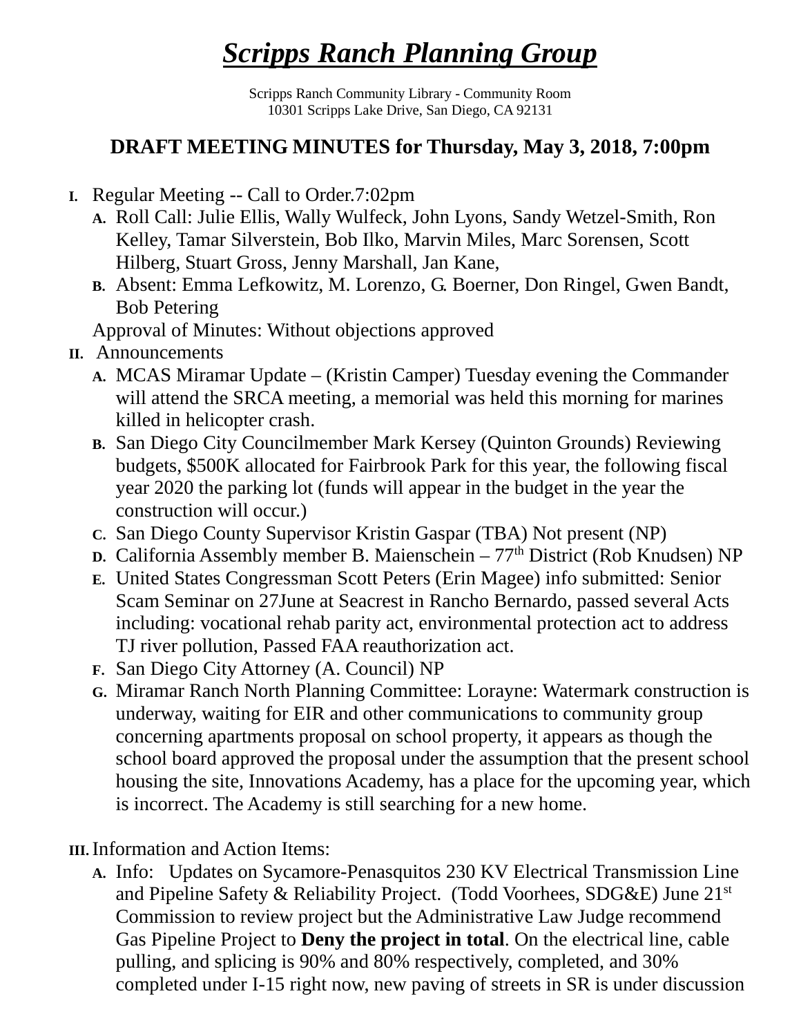# *Scripps Ranch Planning Group*

Scripps Ranch Community Library - Community Room
10301 Scripps Lake Drive, San Diego, CA 92131

## DRAFT MEETING MINUTES for Thursday, May 3, 2018, 7:00pm

I. Regular Meeting -- Call to Order.7:02pm
   A. Roll Call: Julie Ellis, Wally Wulfeck, John Lyons, Sandy Wetzel-Smith, Ron Kelley, Tamar Silverstein, Bob Ilko, Marvin Miles, Marc Sorensen, Scott Hilberg, Stuart Gross, Jenny Marshall, Jan Kane,
   B. Absent: Emma Lefkowitz, M. Lorenzo, G. Boerner, Don Ringel, Gwen Bandt, Bob Petering

   Approval of Minutes: Without objections approved

II. Announcements
   A. MCAS Miramar Update – (Kristin Camper) Tuesday evening the Commander will attend the SRCA meeting, a memorial was held this morning for marines killed in helicopter crash.
   B. San Diego City Councilmember Mark Kersey (Quinton Grounds) Reviewing budgets, $500K allocated for Fairbrook Park for this year, the following fiscal year 2020 the parking lot (funds will appear in the budget in the year the construction will occur.)
   C. San Diego County Supervisor Kristin Gaspar (TBA) Not present (NP)
   D. California Assembly member B. Maienschein – 77th District (Rob Knudsen) NP
   E. United States Congressman Scott Peters (Erin Magee) info submitted: Senior Scam Seminar on 27June at Seacrest in Rancho Bernardo, passed several Acts including: vocational rehab parity act, environmental protection act to address TJ river pollution, Passed FAA reauthorization act.
   F. San Diego City Attorney (A. Council) NP
   G. Miramar Ranch North Planning Committee: Lorayne: Watermark construction is underway, waiting for EIR and other communications to community group concerning apartments proposal on school property, it appears as though the school board approved the proposal under the assumption that the present school housing the site, Innovations Academy, has a place for the upcoming year, which is incorrect. The Academy is still searching for a new home.

III. Information and Action Items:
   A. Info: Updates on Sycamore-Penasquitos 230 KV Electrical Transmission Line and Pipeline Safety & Reliability Project. (Todd Voorhees, SDG&E) June 21st Commission to review project but the Administrative Law Judge recommend Gas Pipeline Project to **Deny the project in total**. On the electrical line, cable pulling, and splicing is 90% and 80% respectively, completed, and 30% completed under I-15 right now, new paving of streets in SR is under discussion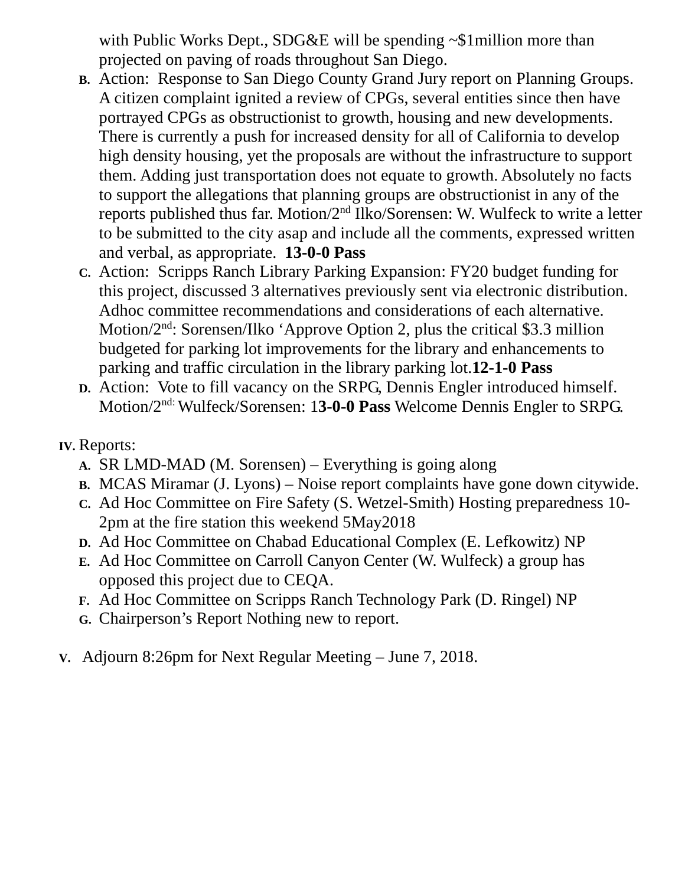with Public Works Dept., SDG&E will be spending ~$1million more than projected on paving of roads throughout San Diego.

B. Action: Response to San Diego County Grand Jury report on Planning Groups. A citizen complaint ignited a review of CPGs, several entities since then have portrayed CPGs as obstructionist to growth, housing and new developments. There is currently a push for increased density for all of California to develop high density housing, yet the proposals are without the infrastructure to support them. Adding just transportation does not equate to growth. Absolutely no facts to support the allegations that planning groups are obstructionist in any of the reports published thus far. Motion/2nd Ilko/Sorensen: W. Wulfeck to write a letter to be submitted to the city asap and include all the comments, expressed written and verbal, as appropriate. **13-0-0 Pass**

C. Action: Scripps Ranch Library Parking Expansion: FY20 budget funding for this project, discussed 3 alternatives previously sent via electronic distribution. Adhoc committee recommendations and considerations of each alternative. Motion/2nd: Sorensen/Ilko 'Approve Option 2, plus the critical $3.3 million budgeted for parking lot improvements for the library and enhancements to parking and traffic circulation in the library parking lot.**12-1-0 Pass**

D. Action: Vote to fill vacancy on the SRPG, Dennis Engler introduced himself. Motion/2nd: Wulfeck/Sorensen: 1**3-0-0 Pass** Welcome Dennis Engler to SRPG.

IV. Reports:

A. SR LMD-MAD (M. Sorensen) – Everything is going along

B. MCAS Miramar (J. Lyons) – Noise report complaints have gone down citywide.

C. Ad Hoc Committee on Fire Safety (S. Wetzel-Smith) Hosting preparedness 10-2pm at the fire station this weekend 5May2018

D. Ad Hoc Committee on Chabad Educational Complex (E. Lefkowitz) NP

E. Ad Hoc Committee on Carroll Canyon Center (W. Wulfeck) a group has opposed this project due to CEQA.

F. Ad Hoc Committee on Scripps Ranch Technology Park (D. Ringel) NP

G. Chairperson's Report Nothing new to report.

V. Adjourn 8:26pm for Next Regular Meeting – June 7, 2018.